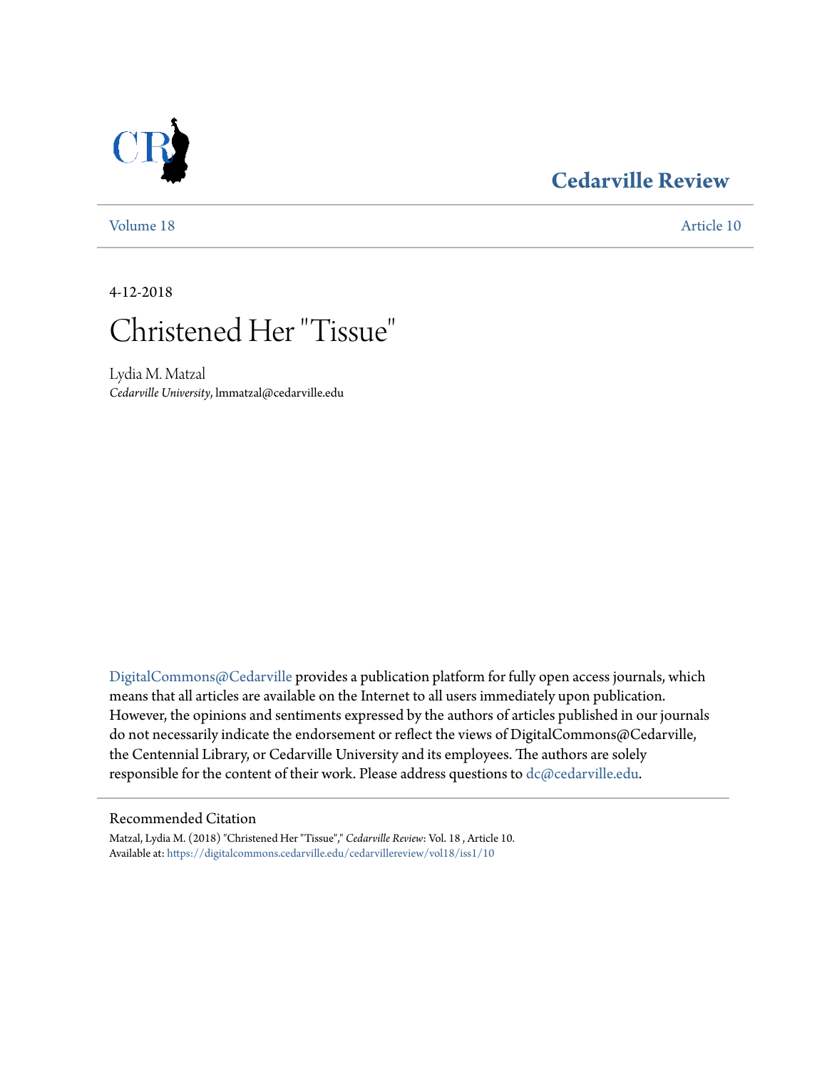Cedarville Review

Volume 18 | Article 10

4-12-2018

# Christened Her "Tissue"

Lydia M. Matzal
*Cedarville University*, lmmatzal@cedarville.edu

DigitalCommons@Cedarville provides a publication platform for fully open access journals, which means that all articles are available on the Internet to all users immediately upon publication. However, the opinions and sentiments expressed by the authors of articles published in our journals do not necessarily indicate the endorsement or reflect the views of DigitalCommons@Cedarville, the Centennial Library, or Cedarville University and its employees. The authors are solely responsible for the content of their work. Please address questions to dc@cedarville.edu.

## Recommended Citation

Matzal, Lydia M. (2018) "Christened Her "Tissue"," *Cedarville Review*: Vol. 18 , Article 10.
Available at: https://digitalcommons.cedarville.edu/cedarvillereview/vol18/iss1/10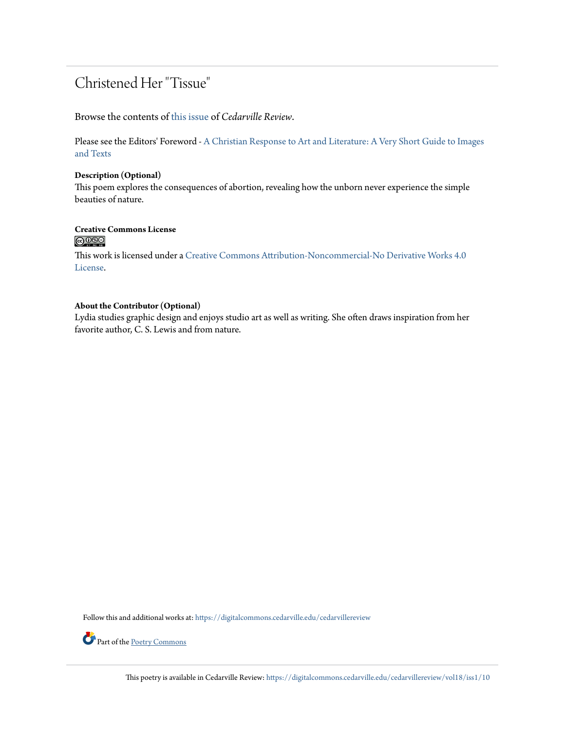# Christened Her "Tissue"

Browse the contents of this issue of *Cedarville Review*.

Please see the Editors' Foreword - A Christian Response to Art and Literature: A Very Short Guide to Images and Texts

**Description (Optional)**
This poem explores the consequences of abortion, revealing how the unborn never experience the simple beauties of nature.

**Creative Commons License**

This work is licensed under a Creative Commons Attribution-Noncommercial-No Derivative Works 4.0 License.

**About the Contributor (Optional)**
Lydia studies graphic design and enjoys studio art as well as writing. She often draws inspiration from her favorite author, C. S. Lewis and from nature.

Follow this and additional works at: https://digitalcommons.cedarville.edu/cedarvillereview

Part of the Poetry Commons

This poetry is available in Cedarville Review: https://digitalcommons.cedarville.edu/cedarvillereview/vol18/iss1/10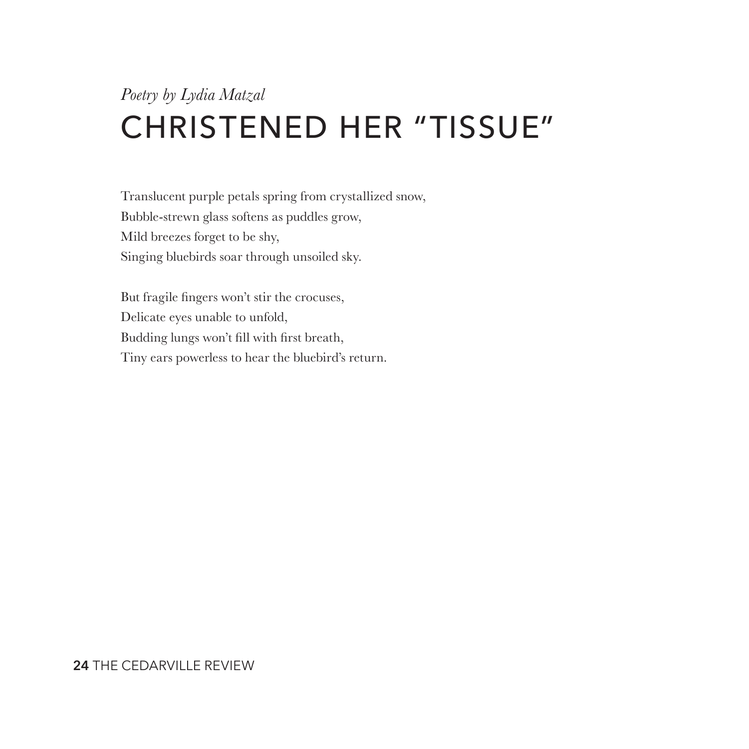*Poetry by Lydia Matzal*

# CHRISTENED HER "TISSUE"

Translucent purple petals spring from crystallized snow,
Bubble-strewn glass softens as puddles grow,
Mild breezes forget to be shy,
Singing bluebirds soar through unsoiled sky.

But fragile fingers won't stir the crocuses,
Delicate eyes unable to unfold,
Budding lungs won't fill with first breath,
Tiny ears powerless to hear the bluebird's return.